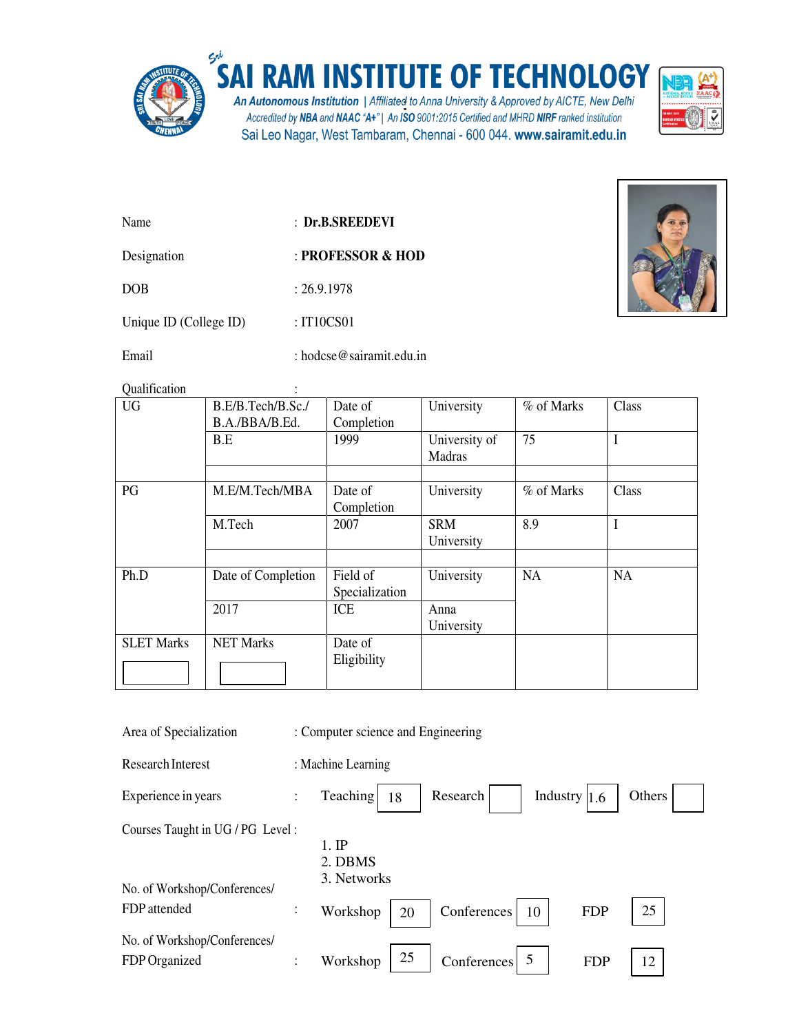# SAI RAM INSTITUTE OF TECHNOLOGY

*An Autonomous Institution | Affiliated to Anna University & Approved by AICTE, New Delhi*
*Accredited by NBA and NAAC "A+" | An ISO 9001:2015 Certified and MHRD NIRF ranked institution*
Sai Leo Nagar, West Tambaram, Chennai - 600 044. **www.sairamit.edu.in**

Name : **Dr.B.SREEDEVI**

Designation : **PROFESSOR & HOD**

DOB : 26.9.1978

Unique ID (College ID) : IT10CS01

Email : hodcse@sairamit.edu.in

Qualification :

| | | | | | |
|---|---|---|---|---|---|
| UG | B.E/B.Tech/B.Sc./ B.A./BBA/B.Ed. | Date of Completion | University | % of Marks | Class |
| | B.E | 1999 | University of Madras | 75 | I |
| | | | | | |
| PG | M.E/M.Tech/MBA | Date of Completion | University | % of Marks | Class |
| | M.Tech | 2007 | SRM University | 8.9 | I |
| | | | | | |
| Ph.D | Date of Completion | Field of Specialization | University | NA | NA |
| | 2017 | ICE | Anna University | | |
| SLET Marks | NET Marks | Date of Eligibility | | | |

Area of Specialization : Computer science and Engineering

Research Interest : Machine Learning

Experience in years : Teaching 18 | Research | Industry 1.6 | Others

Courses Taught in UG / PG Level :

1. IP
2. DBMS
3. Networks

No. of Workshop/Conferences/ FDP attended : Workshop 20 | Conferences 10 | FDP 25

No. of Workshop/Conferences/ FDP Organized : Workshop 25 | Conferences 5 | FDP 12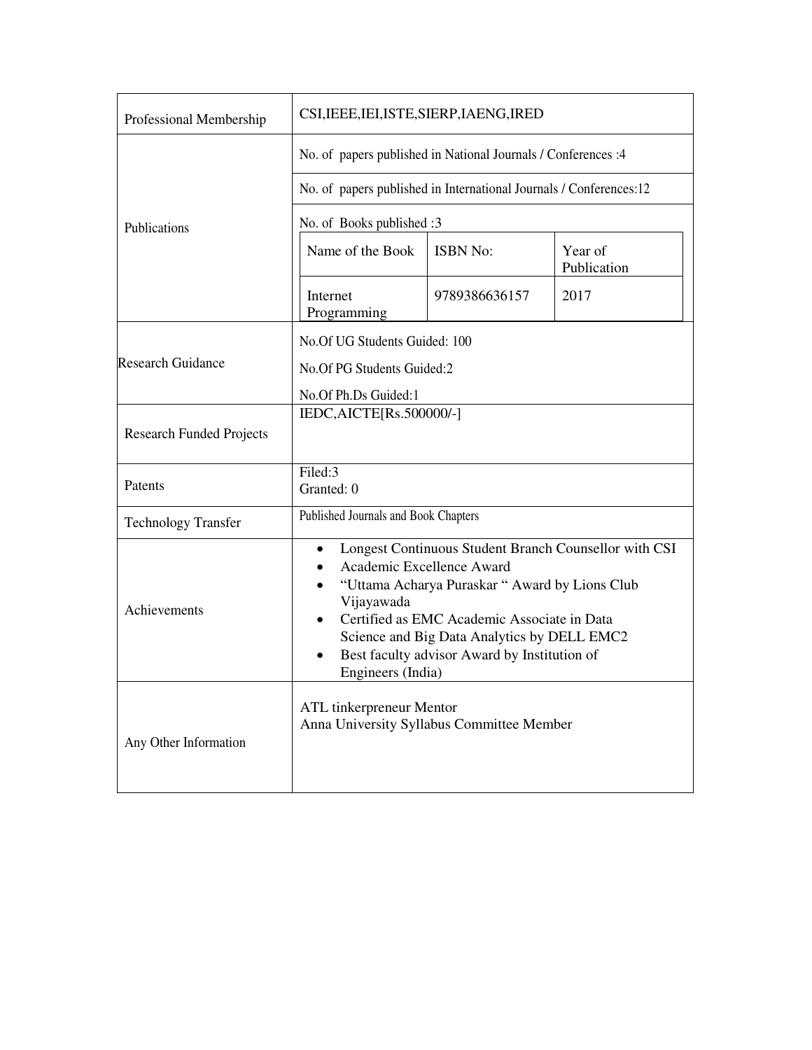| | |
|---|---|
| Professional Membership | CSI,IEEE,IEI,ISTE,SIERP,IAENG,IRED |
| Publications | No. of papers published in National Journals / Conferences :4<br>No. of papers published in International Journals / Conferences:12<br>No. of Books published :3 |
| | Name of the Book: Internet Programming; ISBN No: 9789386636157; Year of Publication: 2017 |
| Research Guidance | No.Of UG Students Guided: 100<br>No.Of PG Students Guided:2<br>No.Of Ph.Ds Guided:1 |
| Research Funded Projects | IEDC,AICTE[Rs.500000/-] |
| Patents | Filed:3<br>Granted: 0 |
| Technology Transfer | Published Journals and Book Chapters |
| Achievements | • Longest Continuous Student Branch Counsellor with CSI<br>• Academic Excellence Award<br>• "Uttama Acharya Puraskar " Award by Lions Club Vijayawada<br>• Certified as EMC Academic Associate in Data Science and Big Data Analytics by DELL EMC2<br>• Best faculty advisor Award by Institution of Engineers (India) |
| Any Other Information | ATL tinkerpreneur Mentor<br>Anna University Syllabus Committee Member |

| Name of the Book | ISBN No: | Year of Publication |
|---|---|---|
| Internet Programming | 9789386636157 | 2017 |